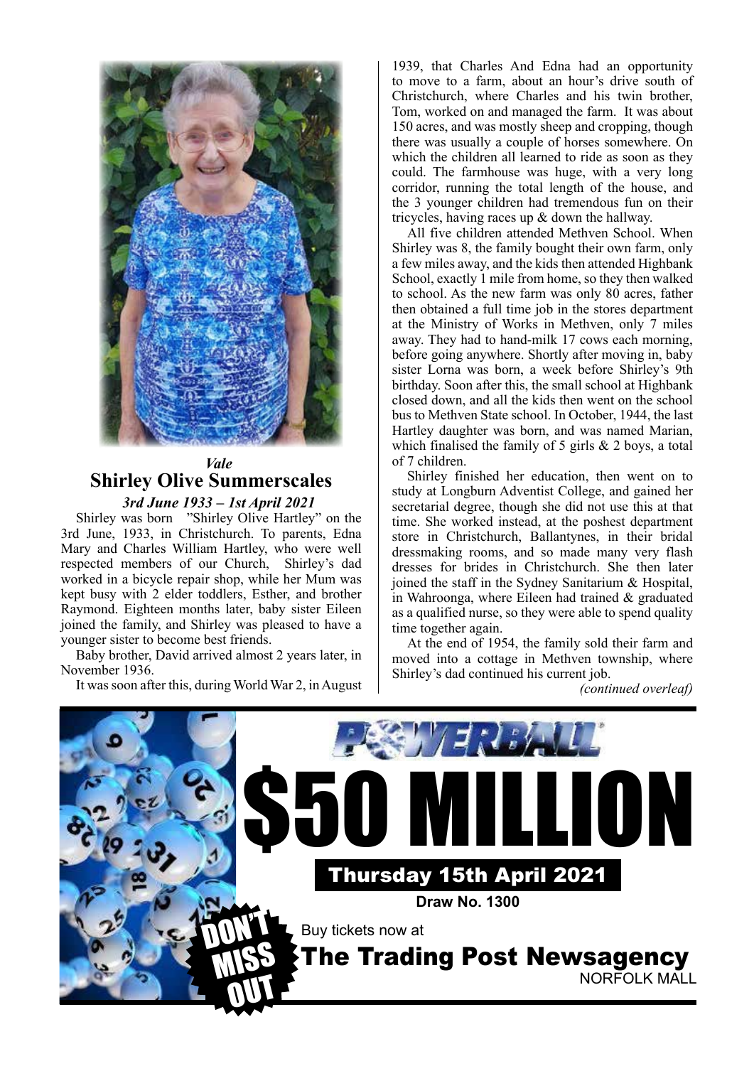*Vale*

## Shirley Olive Summerscales

***3rd June 1933 – 1st April 2021***

Shirley was born "Shirley Olive Hartley" on the 3rd June, 1933, in Christchurch. To parents, Edna Mary and Charles William Hartley, who were well respected members of our Church, Shirley's dad worked in a bicycle repair shop, while her Mum was kept busy with 2 elder toddlers, Esther, and brother Raymond. Eighteen months later, baby sister Eileen joined the family, and Shirley was pleased to have a younger sister to become best friends.

Baby brother, David arrived almost 2 years later, in November 1936.

It was soon after this, during World War 2, in August 1939, that Charles And Edna had an opportunity to move to a farm, about an hour's drive south of Christchurch, where Charles and his twin brother, Tom, worked on and managed the farm. It was about 150 acres, and was mostly sheep and cropping, though there was usually a couple of horses somewhere. On which the children all learned to ride as soon as they could. The farmhouse was huge, with a very long corridor, running the total length of the house, and the 3 younger children had tremendous fun on their tricycles, having races up & down the hallway.

All five children attended Methven School. When Shirley was 8, the family bought their own farm, only a few miles away, and the kids then attended Highbank School, exactly 1 mile from home, so they then walked to school. As the new farm was only 80 acres, father then obtained a full time job in the stores department at the Ministry of Works in Methven, only 7 miles away. They had to hand-milk 17 cows each morning, before going anywhere. Shortly after moving in, baby sister Lorna was born, a week before Shirley's 9th birthday. Soon after this, the small school at Highbank closed down, and all the kids then went on the school bus to Methven State school. In October, 1944, the last Hartley daughter was born, and was named Marian, which finalised the family of 5 girls & 2 boys, a total of 7 children.

Shirley finished her education, then went on to study at Longburn Adventist College, and gained her secretarial degree, though she did not use this at that time. She worked instead, at the poshest department store in Christchurch, Ballantynes, in their bridal dressmaking rooms, and so made many very flash dresses for brides in Christchurch. She then later joined the staff in the Sydney Sanitarium & Hospital, in Wahroonga, where Eileen had trained & graduated as a qualified nurse, so they were able to spend quality time together again.

At the end of 1954, the family sold their farm and moved into a cottage in Methven township, where Shirley's dad continued his current job.

*(continued overleaf)*

---

**POWERBALL**

# $50 MILLION

**Thursday 15th April 2021**

**Draw No. 1300**

DON'T MISS OUT

Buy tickets now at

**The Trading Post Newsagency**

NORFOLK MALL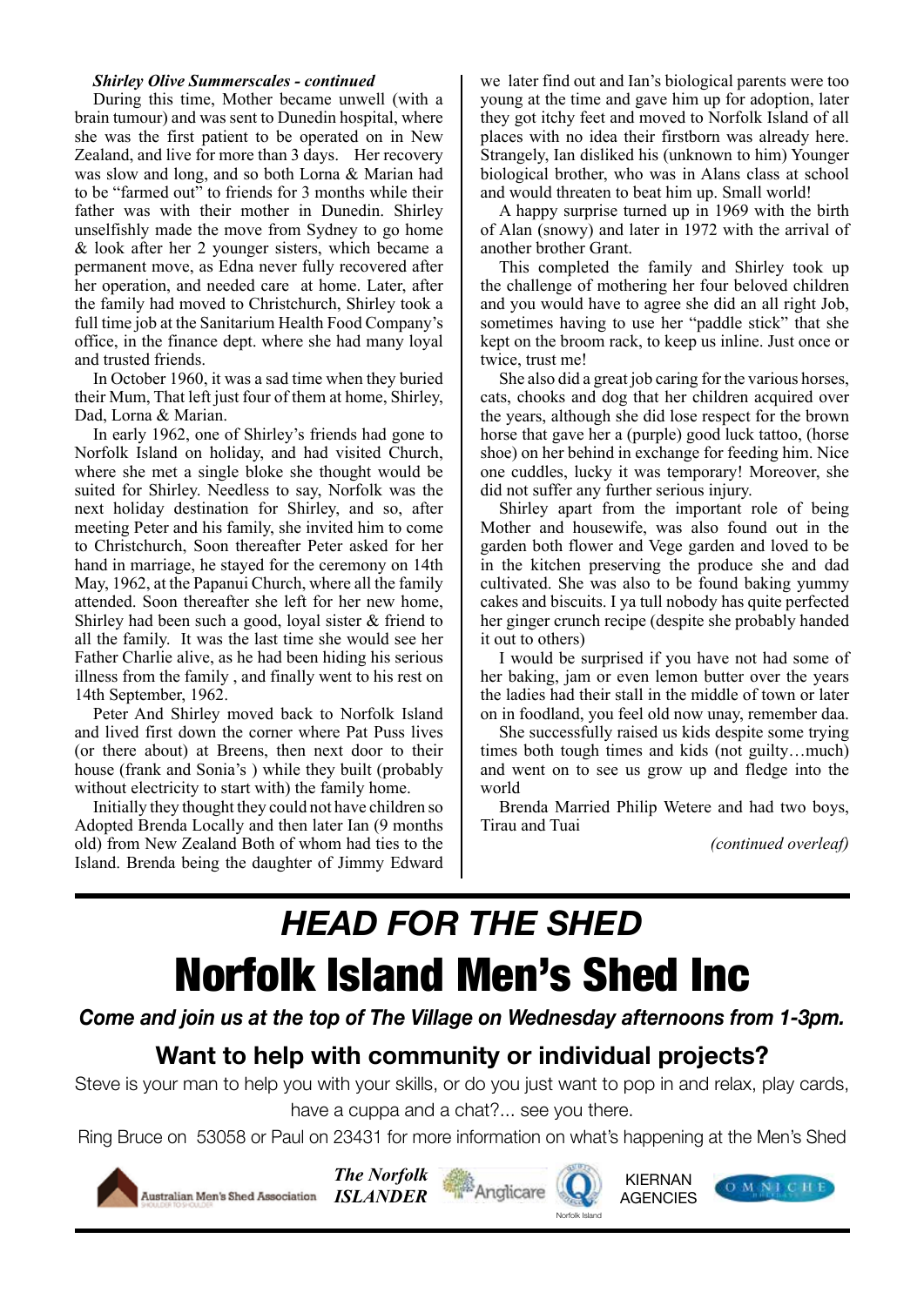***Shirley Olive Summerscales - continued***

During this time, Mother became unwell (with a brain tumour) and was sent to Dunedin hospital, where she was the first patient to be operated on in New Zealand, and live for more than 3 days. Her recovery was slow and long, and so both Lorna & Marian had to be "farmed out" to friends for 3 months while their father was with their mother in Dunedin. Shirley unselfishly made the move from Sydney to go home & look after her 2 younger sisters, which became a permanent move, as Edna never fully recovered after her operation, and needed care at home. Later, after the family had moved to Christchurch, Shirley took a full time job at the Sanitarium Health Food Company's office, in the finance dept. where she had many loyal and trusted friends.

In October 1960, it was a sad time when they buried their Mum, That left just four of them at home, Shirley, Dad, Lorna & Marian.

In early 1962, one of Shirley's friends had gone to Norfolk Island on holiday, and had visited Church, where she met a single bloke she thought would be suited for Shirley. Needless to say, Norfolk was the next holiday destination for Shirley, and so, after meeting Peter and his family, she invited him to come to Christchurch, Soon thereafter Peter asked for her hand in marriage, he stayed for the ceremony on 14th May, 1962, at the Papanui Church, where all the family attended. Soon thereafter she left for her new home, Shirley had been such a good, loyal sister & friend to all the family. It was the last time she would see her Father Charlie alive, as he had been hiding his serious illness from the family , and finally went to his rest on 14th September, 1962.

Peter And Shirley moved back to Norfolk Island and lived first down the corner where Pat Puss lives (or there about) at Breens, then next door to their house (frank and Sonia's ) while they built (probably without electricity to start with) the family home.

Initially they thought they could not have children so Adopted Brenda Locally and then later Ian (9 months old) from New Zealand Both of whom had ties to the Island. Brenda being the daughter of Jimmy Edward we later find out and Ian's biological parents were too young at the time and gave him up for adoption, later they got itchy feet and moved to Norfolk Island of all places with no idea their firstborn was already here. Strangely, Ian disliked his (unknown to him) Younger biological brother, who was in Alans class at school and would threaten to beat him up. Small world!

A happy surprise turned up in 1969 with the birth of Alan (snowy) and later in 1972 with the arrival of another brother Grant.

This completed the family and Shirley took up the challenge of mothering her four beloved children and you would have to agree she did an all right Job, sometimes having to use her "paddle stick" that she kept on the broom rack, to keep us inline. Just once or twice, trust me!

She also did a great job caring for the various horses, cats, chooks and dog that her children acquired over the years, although she did lose respect for the brown horse that gave her a (purple) good luck tattoo, (horse shoe) on her behind in exchange for feeding him. Nice one cuddles, lucky it was temporary! Moreover, she did not suffer any further serious injury.

Shirley apart from the important role of being Mother and housewife, was also found out in the garden both flower and Vege garden and loved to be in the kitchen preserving the produce she and dad cultivated. She was also to be found baking yummy cakes and biscuits. I ya tull nobody has quite perfected her ginger crunch recipe (despite she probably handed it out to others)

I would be surprised if you have not had some of her baking, jam or even lemon butter over the years the ladies had their stall in the middle of town or later on in foodland, you feel old now unay, remember daa.

She successfully raised us kids despite some trying times both tough times and kids (not guilty…much) and went on to see us grow up and fledge into the world

Brenda Married Philip Wetere and had two boys, Tirau and Tuai

*(continued overleaf)*

## *HEAD FOR THE SHED*

# Norfolk Island Men's Shed Inc

***Come and join us at the top of The Village on Wednesday afternoons from 1-3pm.***

**Want to help with community or individual projects?**

Steve is your man to help you with your skills, or do you just want to pop in and relax, play cards, have a cuppa and a chat?... see you there.

Ring Bruce on 53058 or Paul on 23431 for more information on what's happening at the Men's Shed

Australian Men's Shed Association | *The Norfolk ISLANDER* | Anglicare | Norfolk Island | KIERNAN AGENCIES | OMNICHE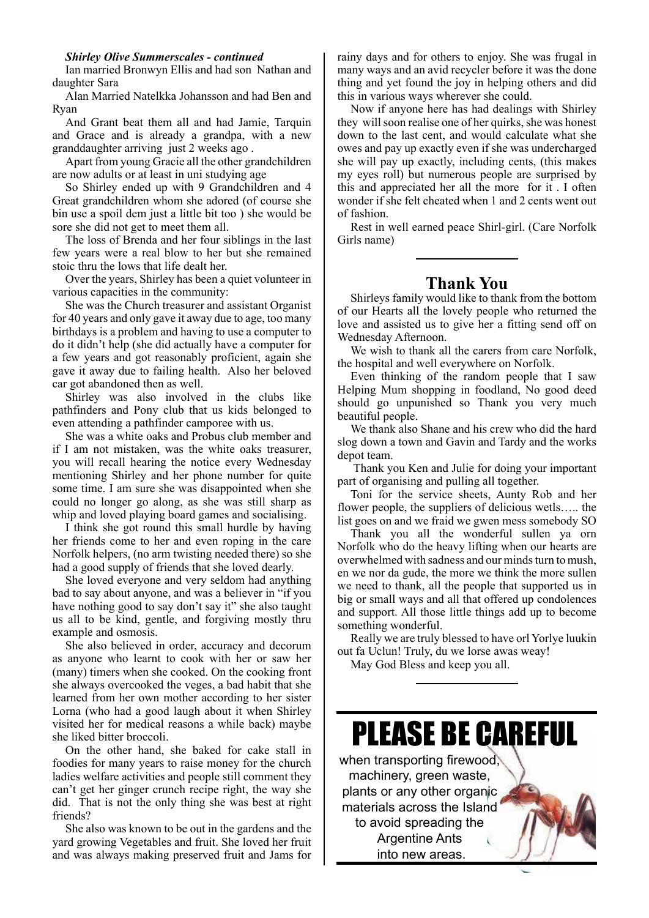***Shirley Olive Summerscales - continued***

Ian married Bronwyn Ellis and had son Nathan and daughter Sara

Alan Married Natelkka Johansson and had Ben and Ryan

And Grant beat them all and had Jamie, Tarquin and Grace and is already a grandpa, with a new granddaughter arriving just 2 weeks ago .

Apart from young Gracie all the other grandchildren are now adults or at least in uni studying age

So Shirley ended up with 9 Grandchildren and 4 Great grandchildren whom she adored (of course she bin use a spoil dem just a little bit too ) she would be sore she did not get to meet them all.

The loss of Brenda and her four siblings in the last few years were a real blow to her but she remained stoic thru the lows that life dealt her.

Over the years, Shirley has been a quiet volunteer in various capacities in the community:

She was the Church treasurer and assistant Organist for 40 years and only gave it away due to age, too many birthdays is a problem and having to use a computer to do it didn't help (she did actually have a computer for a few years and got reasonably proficient, again she gave it away due to failing health. Also her beloved car got abandoned then as well.

Shirley was also involved in the clubs like pathfinders and Pony club that us kids belonged to even attending a pathfinder camporee with us.

She was a white oaks and Probus club member and if I am not mistaken, was the white oaks treasurer, you will recall hearing the notice every Wednesday mentioning Shirley and her phone number for quite some time. I am sure she was disappointed when she could no longer go along, as she was still sharp as whip and loved playing board games and socialising.

I think she got round this small hurdle by having her friends come to her and even roping in the care Norfolk helpers, (no arm twisting needed there) so she had a good supply of friends that she loved dearly.

She loved everyone and very seldom had anything bad to say about anyone, and was a believer in "if you have nothing good to say don't say it" she also taught us all to be kind, gentle, and forgiving mostly thru example and osmosis.

She also believed in order, accuracy and decorum as anyone who learnt to cook with her or saw her (many) timers when she cooked. On the cooking front she always overcooked the veges, a bad habit that she learned from her own mother according to her sister Lorna (who had a good laugh about it when Shirley visited her for medical reasons a while back) maybe she liked bitter broccoli.

On the other hand, she baked for cake stall in foodies for many years to raise money for the church ladies welfare activities and people still comment they can't get her ginger crunch recipe right, the way she did. That is not the only thing she was best at right friends?

She also was known to be out in the gardens and the yard growing Vegetables and fruit. She loved her fruit and was always making preserved fruit and Jams for rainy days and for others to enjoy. She was frugal in many ways and an avid recycler before it was the done thing and yet found the joy in helping others and did this in various ways wherever she could.

Now if anyone here has had dealings with Shirley they will soon realise one of her quirks, she was honest down to the last cent, and would calculate what she owes and pay up exactly even if she was undercharged she will pay up exactly, including cents, (this makes my eyes roll) but numerous people are surprised by this and appreciated her all the more for it . I often wonder if she felt cheated when 1 and 2 cents went out of fashion.

Rest in well earned peace Shirl-girl. (Care Norfolk Girls name)

## Thank You

Shirleys family would like to thank from the bottom of our Hearts all the lovely people who returned the love and assisted us to give her a fitting send off on Wednesday Afternoon.

We wish to thank all the carers from care Norfolk, the hospital and well everywhere on Norfolk.

Even thinking of the random people that I saw Helping Mum shopping in foodland, No good deed should go unpunished so Thank you very much beautiful people.

We thank also Shane and his crew who did the hard slog down a town and Gavin and Tardy and the works depot team.

Thank you Ken and Julie for doing your important part of organising and pulling all together.

Toni for the service sheets, Aunty Rob and her flower people, the suppliers of delicious wetls….. the list goes on and we fraid we gwen mess somebody SO

Thank you all the wonderful sullen ya orn Norfolk who do the heavy lifting when our hearts are overwhelmed with sadness and our minds turn to mush, en we nor da gude, the more we think the more sullen we need to thank, all the people that supported us in big or small ways and all that offered up condolences and support. All those little things add up to become something wonderful.

Really we are truly blessed to have orl Yorlye luukin out fa Uclun! Truly, du we lorse awas weay!

May God Bless and keep you all.

# PLEASE BE CAREFUL

when transporting firewood, machinery, green waste, plants or any other organic materials across the Island to avoid spreading the Argentine Ants into new areas.